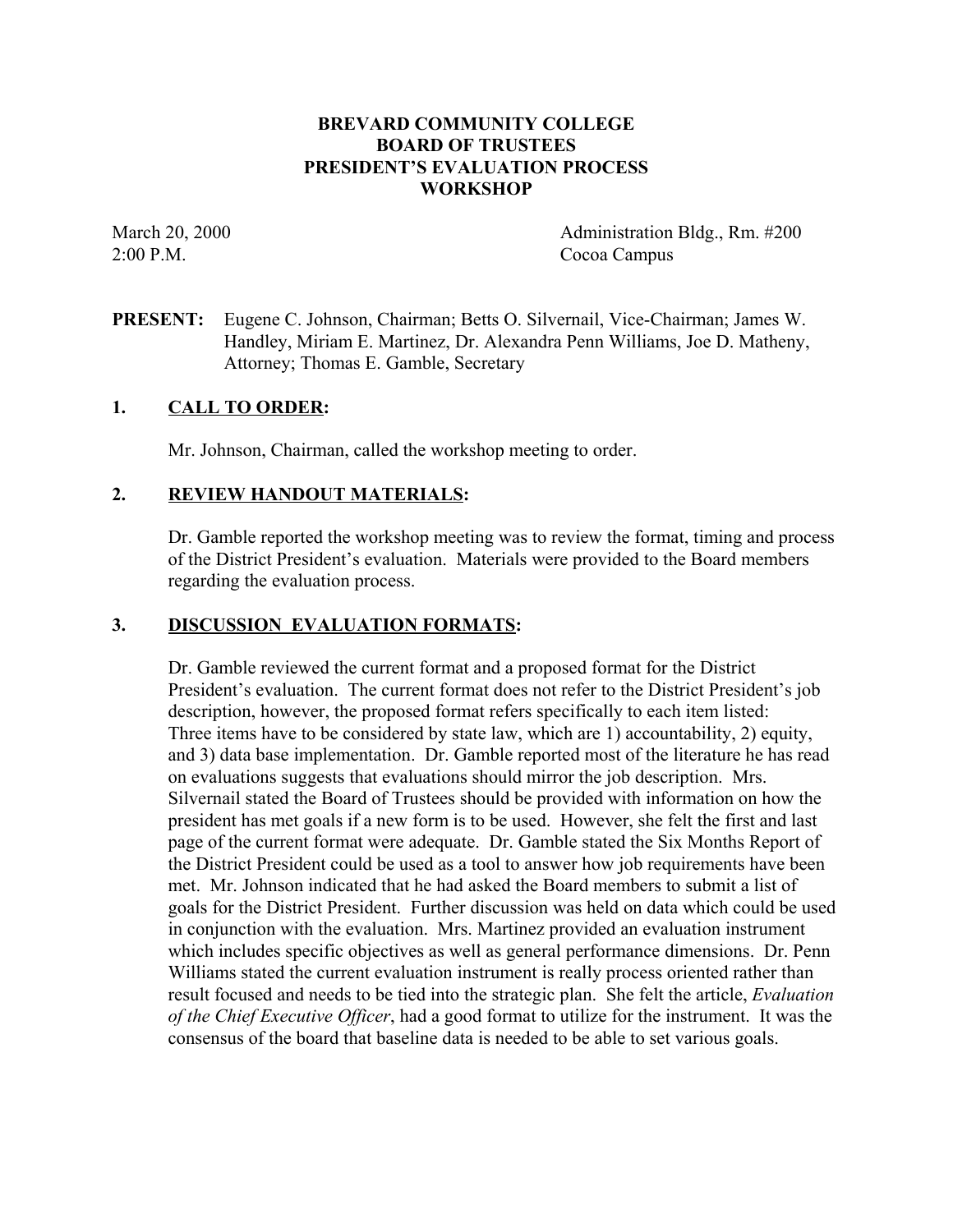# BREVARD COMMUNITY COLLEGE
# BOARD OF TRUSTEES
# PRESIDENT'S EVALUATION PROCESS
# WORKSHOP

March 20, 2000 Administration Bldg., Rm. #200
2:00 P.M. Cocoa Campus

**PRESENT:** Eugene C. Johnson, Chairman; Betts O. Silvernail, Vice-Chairman; James W. Handley, Miriam E. Martinez, Dr. Alexandra Penn Williams, Joe D. Matheny, Attorney; Thomas E. Gamble, Secretary

## 1. CALL TO ORDER:

Mr. Johnson, Chairman, called the workshop meeting to order.

## 2. REVIEW HANDOUT MATERIALS:

Dr. Gamble reported the workshop meeting was to review the format, timing and process of the District President's evaluation. Materials were provided to the Board members regarding the evaluation process.

## 3. DISCUSSION EVALUATION FORMATS:

Dr. Gamble reviewed the current format and a proposed format for the District President's evaluation. The current format does not refer to the District President's job description, however, the proposed format refers specifically to each item listed: Three items have to be considered by state law, which are 1) accountability, 2) equity, and 3) data base implementation. Dr. Gamble reported most of the literature he has read on evaluations suggests that evaluations should mirror the job description. Mrs. Silvernail stated the Board of Trustees should be provided with information on how the president has met goals if a new form is to be used. However, she felt the first and last page of the current format were adequate. Dr. Gamble stated the Six Months Report of the District President could be used as a tool to answer how job requirements have been met. Mr. Johnson indicated that he had asked the Board members to submit a list of goals for the District President. Further discussion was held on data which could be used in conjunction with the evaluation. Mrs. Martinez provided an evaluation instrument which includes specific objectives as well as general performance dimensions. Dr. Penn Williams stated the current evaluation instrument is really process oriented rather than result focused and needs to be tied into the strategic plan. She felt the article, *Evaluation of the Chief Executive Officer*, had a good format to utilize for the instrument. It was the consensus of the board that baseline data is needed to be able to set various goals.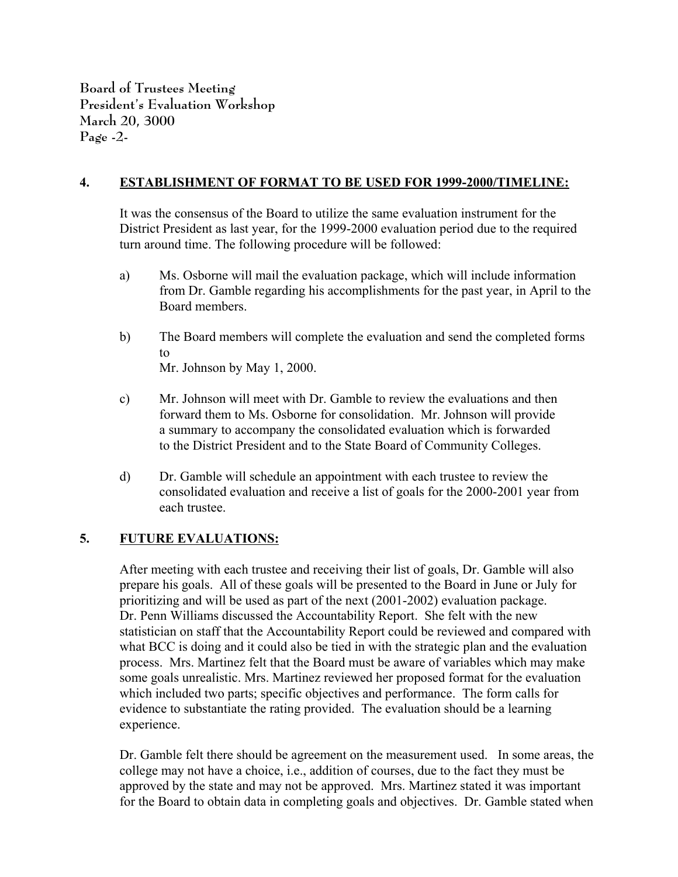## 4. ESTABLISHMENT OF FORMAT TO BE USED FOR 1999-2000/TIMELINE:

It was the consensus of the Board to utilize the same evaluation instrument for the District President as last year, for the 1999-2000 evaluation period due to the required turn around time. The following procedure will be followed:

a) Ms. Osborne will mail the evaluation package, which will include information from Dr. Gamble regarding his accomplishments for the past year, in April to the Board members.

b) The Board members will complete the evaluation and send the completed forms to Mr. Johnson by May 1, 2000.

c) Mr. Johnson will meet with Dr. Gamble to review the evaluations and then forward them to Ms. Osborne for consolidation. Mr. Johnson will provide a summary to accompany the consolidated evaluation which is forwarded to the District President and to the State Board of Community Colleges.

d) Dr. Gamble will schedule an appointment with each trustee to review the consolidated evaluation and receive a list of goals for the 2000-2001 year from each trustee.

## 5. FUTURE EVALUATIONS:

After meeting with each trustee and receiving their list of goals, Dr. Gamble will also prepare his goals. All of these goals will be presented to the Board in June or July for prioritizing and will be used as part of the next (2001-2002) evaluation package. Dr. Penn Williams discussed the Accountability Report. She felt with the new statistician on staff that the Accountability Report could be reviewed and compared with what BCC is doing and it could also be tied in with the strategic plan and the evaluation process. Mrs. Martinez felt that the Board must be aware of variables which may make some goals unrealistic. Mrs. Martinez reviewed her proposed format for the evaluation which included two parts; specific objectives and performance. The form calls for evidence to substantiate the rating provided. The evaluation should be a learning experience.

Dr. Gamble felt there should be agreement on the measurement used. In some areas, the college may not have a choice, i.e., addition of courses, due to the fact they must be approved by the state and may not be approved. Mrs. Martinez stated it was important for the Board to obtain data in completing goals and objectives. Dr. Gamble stated when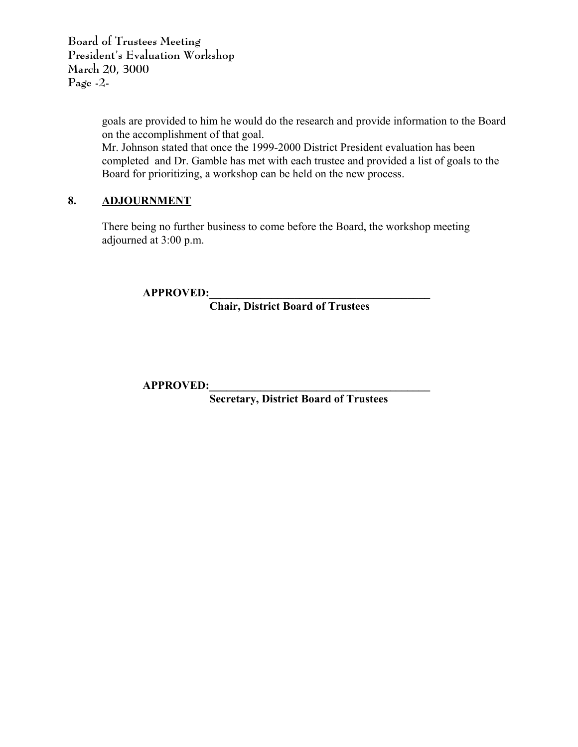goals are provided to him he would do the research and provide information to the Board on the accomplishment of that goal.

Mr. Johnson stated that once the 1999-2000 District President evaluation has been completed and Dr. Gamble has met with each trustee and provided a list of goals to the Board for prioritizing, a workshop can be held on the new process.

## 8. ADJOURNMENT

There being no further business to come before the Board, the workshop meeting adjourned at 3:00 p.m.

**APPROVED:**\_\_\_\_\_\_\_\_\_\_\_\_\_\_\_\_\_\_\_\_\_\_\_\_\_\_\_\_\_\_\_\_\_\_\_\_\_\_\_\_

**Chair, District Board of Trustees**

**APPROVED:**\_\_\_\_\_\_\_\_\_\_\_\_\_\_\_\_\_\_\_\_\_\_\_\_\_\_\_\_\_\_\_\_\_\_\_\_\_\_\_\_

**Secretary, District Board of Trustees**